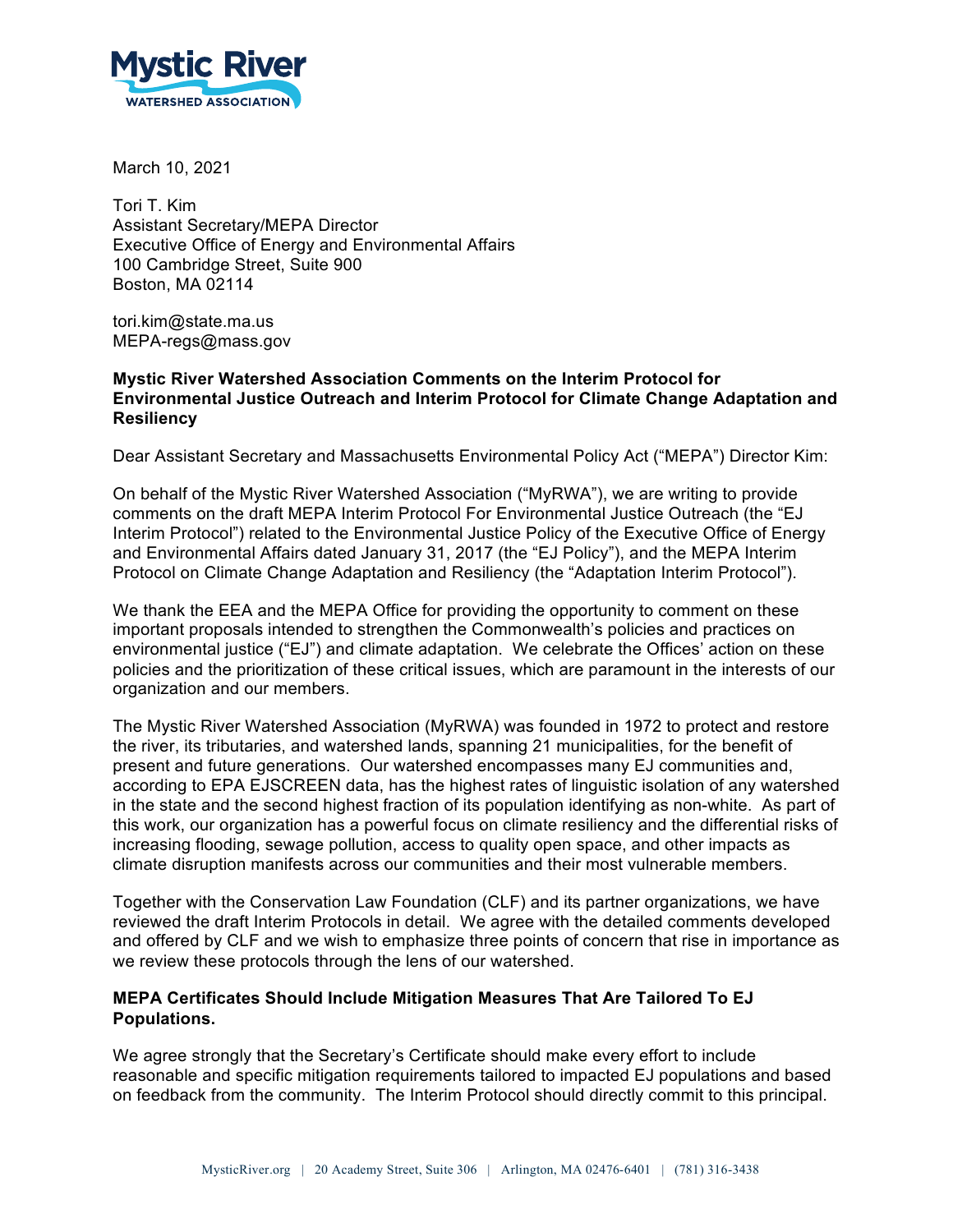**Mystic River**
**WATERSHED ASSOCIATION**

March 10, 2021

Tori T. Kim
Assistant Secretary/MEPA Director
Executive Office of Energy and Environmental Affairs
100 Cambridge Street, Suite 900
Boston, MA 02114

tori.kim@state.ma.us
MEPA-regs@mass.gov

**Mystic River Watershed Association Comments on the Interim Protocol for Environmental Justice Outreach and Interim Protocol for Climate Change Adaptation and Resiliency**

Dear Assistant Secretary and Massachusetts Environmental Policy Act ("MEPA") Director Kim:

On behalf of the Mystic River Watershed Association ("MyRWA"), we are writing to provide comments on the draft MEPA Interim Protocol For Environmental Justice Outreach (the "EJ Interim Protocol") related to the Environmental Justice Policy of the Executive Office of Energy and Environmental Affairs dated January 31, 2017 (the "EJ Policy"), and the MEPA Interim Protocol on Climate Change Adaptation and Resiliency (the "Adaptation Interim Protocol").

We thank the EEA and the MEPA Office for providing the opportunity to comment on these important proposals intended to strengthen the Commonwealth's policies and practices on environmental justice ("EJ") and climate adaptation. We celebrate the Offices' action on these policies and the prioritization of these critical issues, which are paramount in the interests of our organization and our members.

The Mystic River Watershed Association (MyRWA) was founded in 1972 to protect and restore the river, its tributaries, and watershed lands, spanning 21 municipalities, for the benefit of present and future generations. Our watershed encompasses many EJ communities and, according to EPA EJSCREEN data, has the highest rates of linguistic isolation of any watershed in the state and the second highest fraction of its population identifying as non-white. As part of this work, our organization has a powerful focus on climate resiliency and the differential risks of increasing flooding, sewage pollution, access to quality open space, and other impacts as climate disruption manifests across our communities and their most vulnerable members.

Together with the Conservation Law Foundation (CLF) and its partner organizations, we have reviewed the draft Interim Protocols in detail. We agree with the detailed comments developed and offered by CLF and we wish to emphasize three points of concern that rise in importance as we review these protocols through the lens of our watershed.

**MEPA Certificates Should Include Mitigation Measures That Are Tailored To EJ Populations.**

We agree strongly that the Secretary's Certificate should make every effort to include reasonable and specific mitigation requirements tailored to impacted EJ populations and based on feedback from the community. The Interim Protocol should directly commit to this principal.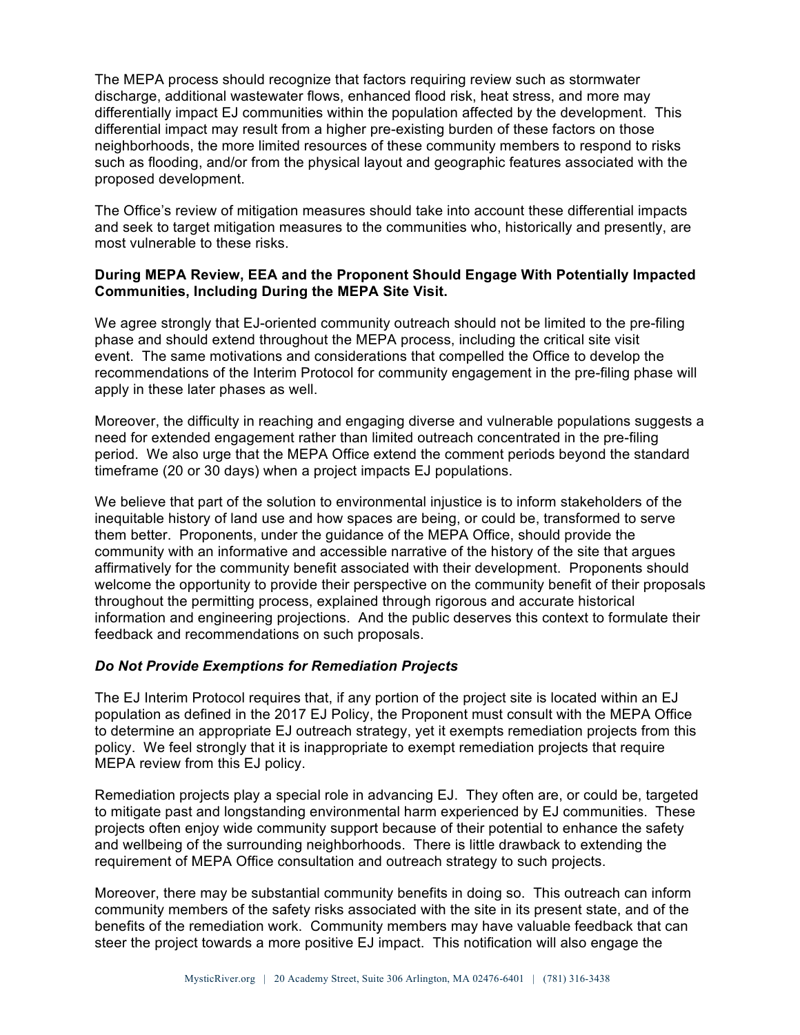The MEPA process should recognize that factors requiring review such as stormwater discharge, additional wastewater flows, enhanced flood risk, heat stress, and more may differentially impact EJ communities within the population affected by the development. This differential impact may result from a higher pre-existing burden of these factors on those neighborhoods, the more limited resources of these community members to respond to risks such as flooding, and/or from the physical layout and geographic features associated with the proposed development.

The Office's review of mitigation measures should take into account these differential impacts and seek to target mitigation measures to the communities who, historically and presently, are most vulnerable to these risks.

**During MEPA Review, EEA and the Proponent Should Engage With Potentially Impacted Communities, Including During the MEPA Site Visit.**

We agree strongly that EJ-oriented community outreach should not be limited to the pre-filing phase and should extend throughout the MEPA process, including the critical site visit event. The same motivations and considerations that compelled the Office to develop the recommendations of the Interim Protocol for community engagement in the pre-filing phase will apply in these later phases as well.

Moreover, the difficulty in reaching and engaging diverse and vulnerable populations suggests a need for extended engagement rather than limited outreach concentrated in the pre-filing period. We also urge that the MEPA Office extend the comment periods beyond the standard timeframe (20 or 30 days) when a project impacts EJ populations.

We believe that part of the solution to environmental injustice is to inform stakeholders of the inequitable history of land use and how spaces are being, or could be, transformed to serve them better. Proponents, under the guidance of the MEPA Office, should provide the community with an informative and accessible narrative of the history of the site that argues affirmatively for the community benefit associated with their development. Proponents should welcome the opportunity to provide their perspective on the community benefit of their proposals throughout the permitting process, explained through rigorous and accurate historical information and engineering projections. And the public deserves this context to formulate their feedback and recommendations on such proposals.

***Do Not Provide Exemptions for Remediation Projects***

The EJ Interim Protocol requires that, if any portion of the project site is located within an EJ population as defined in the 2017 EJ Policy, the Proponent must consult with the MEPA Office to determine an appropriate EJ outreach strategy, yet it exempts remediation projects from this policy. We feel strongly that it is inappropriate to exempt remediation projects that require MEPA review from this EJ policy.

Remediation projects play a special role in advancing EJ. They often are, or could be, targeted to mitigate past and longstanding environmental harm experienced by EJ communities. These projects often enjoy wide community support because of their potential to enhance the safety and wellbeing of the surrounding neighborhoods. There is little drawback to extending the requirement of MEPA Office consultation and outreach strategy to such projects.

Moreover, there may be substantial community benefits in doing so. This outreach can inform community members of the safety risks associated with the site in its present state, and of the benefits of the remediation work. Community members may have valuable feedback that can steer the project towards a more positive EJ impact. This notification will also engage the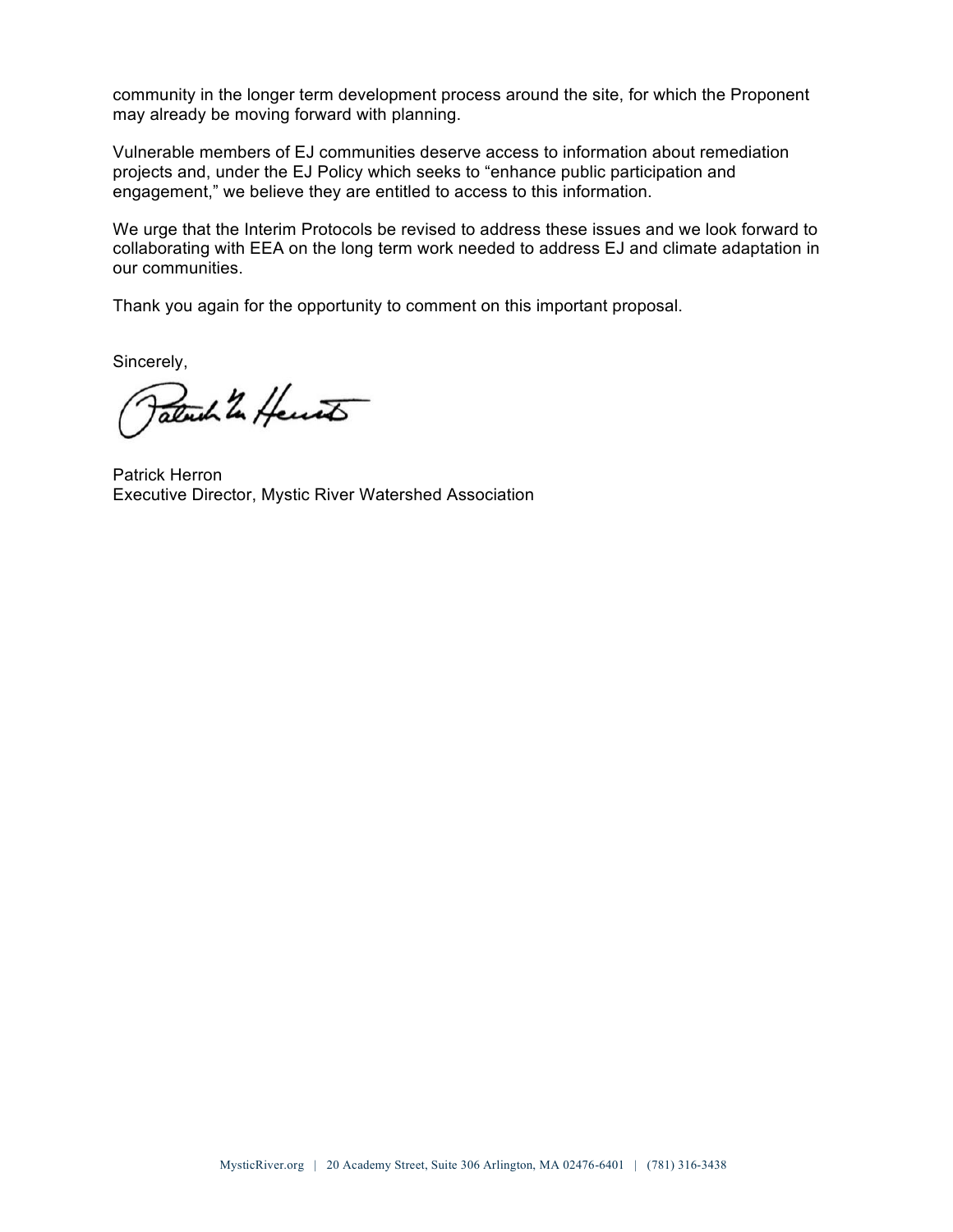community in the longer term development process around the site, for which the Proponent may already be moving forward with planning.

Vulnerable members of EJ communities deserve access to information about remediation projects and, under the EJ Policy which seeks to "enhance public participation and engagement," we believe they are entitled to access to this information.

We urge that the Interim Protocols be revised to address these issues and we look forward to collaborating with EEA on the long term work needed to address EJ and climate adaptation in our communities.

Thank you again for the opportunity to comment on this important proposal.

Sincerely,

Patrick Herron
Executive Director, Mystic River Watershed Association